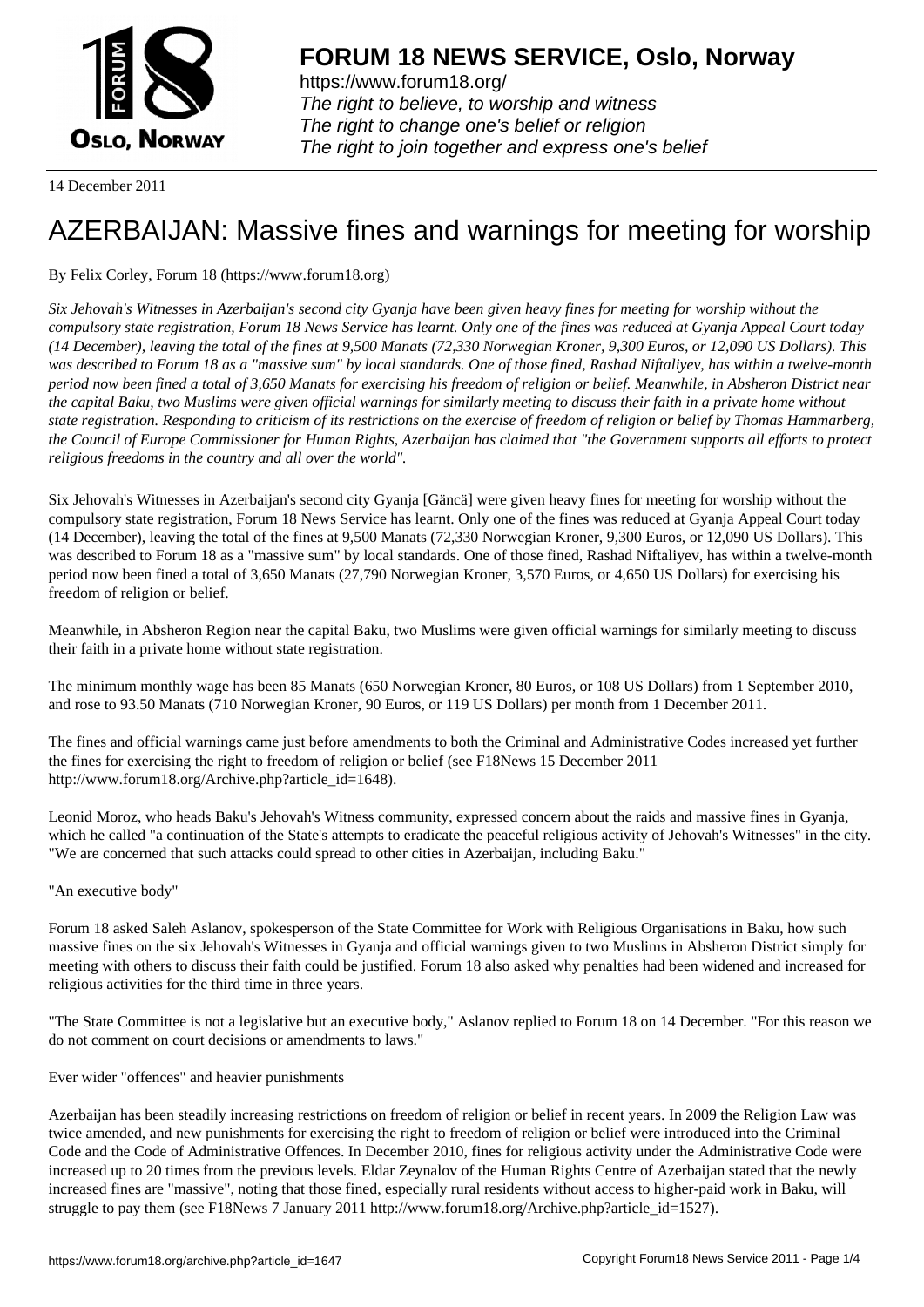**FORUM 18 NEWS SERVICE, Oslo, Norway**

https://www.forum18.org/
*The right to believe, to worship and witness*
*The right to change one's belief or religion*
*The right to join together and express one's belief*

14 December 2011

# AZERBAIJAN: Massive fines and warnings for meeting for worship

By Felix Corley, Forum 18 (https://www.forum18.org)

*Six Jehovah's Witnesses in Azerbaijan's second city Gyanja have been given heavy fines for meeting for worship without the compulsory state registration, Forum 18 News Service has learnt. Only one of the fines was reduced at Gyanja Appeal Court today (14 December), leaving the total of the fines at 9,500 Manats (72,330 Norwegian Kroner, 9,300 Euros, or 12,090 US Dollars). This was described to Forum 18 as a "massive sum" by local standards. One of those fined, Rashad Niftaliyev, has within a twelve-month period now been fined a total of 3,650 Manats for exercising his freedom of religion or belief. Meanwhile, in Absheron District near the capital Baku, two Muslims were given official warnings for similarly meeting to discuss their faith in a private home without state registration. Responding to criticism of its restrictions on the exercise of freedom of religion or belief by Thomas Hammarberg, the Council of Europe Commissioner for Human Rights, Azerbaijan has claimed that "the Government supports all efforts to protect religious freedoms in the country and all over the world".*

Six Jehovah's Witnesses in Azerbaijan's second city Gyanja [Gäncä] were given heavy fines for meeting for worship without the compulsory state registration, Forum 18 News Service has learnt. Only one of the fines was reduced at Gyanja Appeal Court today (14 December), leaving the total of the fines at 9,500 Manats (72,330 Norwegian Kroner, 9,300 Euros, or 12,090 US Dollars). This was described to Forum 18 as a "massive sum" by local standards. One of those fined, Rashad Niftaliyev, has within a twelve-month period now been fined a total of 3,650 Manats (27,790 Norwegian Kroner, 3,570 Euros, or 4,650 US Dollars) for exercising his freedom of religion or belief.

Meanwhile, in Absheron Region near the capital Baku, two Muslims were given official warnings for similarly meeting to discuss their faith in a private home without state registration.

The minimum monthly wage has been 85 Manats (650 Norwegian Kroner, 80 Euros, or 108 US Dollars) from 1 September 2010, and rose to 93.50 Manats (710 Norwegian Kroner, 90 Euros, or 119 US Dollars) per month from 1 December 2011.

The fines and official warnings came just before amendments to both the Criminal and Administrative Codes increased yet further the fines for exercising the right to freedom of religion or belief (see F18News 15 December 2011 http://www.forum18.org/Archive.php?article_id=1648).

Leonid Moroz, who heads Baku's Jehovah's Witness community, expressed concern about the raids and massive fines in Gyanja, which he called "a continuation of the State's attempts to eradicate the peaceful religious activity of Jehovah's Witnesses" in the city. "We are concerned that such attacks could spread to other cities in Azerbaijan, including Baku."

"An executive body"

Forum 18 asked Saleh Aslanov, spokesperson of the State Committee for Work with Religious Organisations in Baku, how such massive fines on the six Jehovah's Witnesses in Gyanja and official warnings given to two Muslims in Absheron District simply for meeting with others to discuss their faith could be justified. Forum 18 also asked why penalties had been widened and increased for religious activities for the third time in three years.

"The State Committee is not a legislative but an executive body," Aslanov replied to Forum 18 on 14 December. "For this reason we do not comment on court decisions or amendments to laws."

Ever wider "offences" and heavier punishments

Azerbaijan has been steadily increasing restrictions on freedom of religion or belief in recent years. In 2009 the Religion Law was twice amended, and new punishments for exercising the right to freedom of religion or belief were introduced into the Criminal Code and the Code of Administrative Offences. In December 2010, fines for religious activity under the Administrative Code were increased up to 20 times from the previous levels. Eldar Zeynalov of the Human Rights Centre of Azerbaijan stated that the newly increased fines are "massive", noting that those fined, especially rural residents without access to higher-paid work in Baku, will struggle to pay them (see F18News 7 January 2011 http://www.forum18.org/Archive.php?article_id=1527).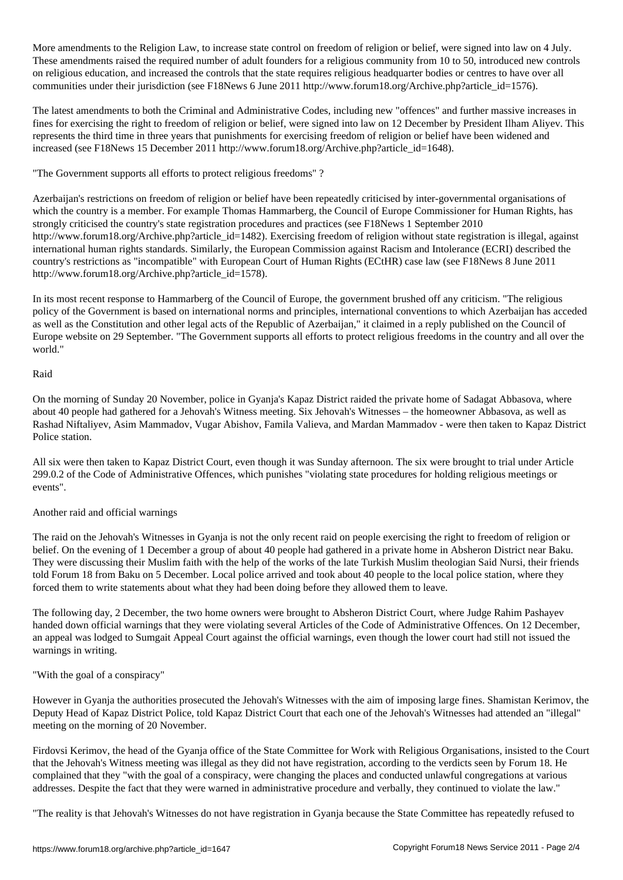More amendments to the Religion Law, to increase state control on freedom of religion or belief, were signed into law on 4 July. These amendments raised the required number of adult founders for a religious community from 10 to 50, introduced new controls on religious education, and increased the controls that the state requires religious headquarter bodies or centres to have over all communities under their jurisdiction (see F18News 6 June 2011 http://www.forum18.org/Archive.php?article_id=1576).

The latest amendments to both the Criminal and Administrative Codes, including new "offences" and further massive increases in fines for exercising the right to freedom of religion or belief, were signed into law on 12 December by President Ilham Aliyev. This represents the third time in three years that punishments for exercising freedom of religion or belief have been widened and increased (see F18News 15 December 2011 http://www.forum18.org/Archive.php?article_id=1648).

## "The Government supports all efforts to protect religious freedoms" ?

Azerbaijan's restrictions on freedom of religion or belief have been repeatedly criticised by inter-governmental organisations of which the country is a member. For example Thomas Hammarberg, the Council of Europe Commissioner for Human Rights, has strongly criticised the country's state registration procedures and practices (see F18News 1 September 2010 http://www.forum18.org/Archive.php?article_id=1482). Exercising freedom of religion without state registration is illegal, against international human rights standards. Similarly, the European Commission against Racism and Intolerance (ECRI) described the country's restrictions as "incompatible" with European Court of Human Rights (ECtHR) case law (see F18News 8 June 2011 http://www.forum18.org/Archive.php?article_id=1578).

In its most recent response to Hammarberg of the Council of Europe, the government brushed off any criticism. "The religious policy of the Government is based on international norms and principles, international conventions to which Azerbaijan has acceded as well as the Constitution and other legal acts of the Republic of Azerbaijan," it claimed in a reply published on the Council of Europe website on 29 September. "The Government supports all efforts to protect religious freedoms in the country and all over the world."

## Raid

On the morning of Sunday 20 November, police in Gyanja's Kapaz District raided the private home of Sadagat Abbasova, where about 40 people had gathered for a Jehovah's Witness meeting. Six Jehovah's Witnesses – the homeowner Abbasova, as well as Rashad Niftaliyev, Asim Mammadov, Vugar Abishov, Famila Valieva, and Mardan Mammadov - were then taken to Kapaz District Police station.

All six were then taken to Kapaz District Court, even though it was Sunday afternoon. The six were brought to trial under Article 299.0.2 of the Code of Administrative Offences, which punishes "violating state procedures for holding religious meetings or events".

## Another raid and official warnings

The raid on the Jehovah's Witnesses in Gyanja is not the only recent raid on people exercising the right to freedom of religion or belief. On the evening of 1 December a group of about 40 people had gathered in a private home in Absheron District near Baku. They were discussing their Muslim faith with the help of the works of the late Turkish Muslim theologian Said Nursi, their friends told Forum 18 from Baku on 5 December. Local police arrived and took about 40 people to the local police station, where they forced them to write statements about what they had been doing before they allowed them to leave.

The following day, 2 December, the two home owners were brought to Absheron District Court, where Judge Rahim Pashayev handed down official warnings that they were violating several Articles of the Code of Administrative Offences. On 12 December, an appeal was lodged to Sumgait Appeal Court against the official warnings, even though the lower court had still not issued the warnings in writing.

## "With the goal of a conspiracy"

However in Gyanja the authorities prosecuted the Jehovah's Witnesses with the aim of imposing large fines. Shamistan Kerimov, the Deputy Head of Kapaz District Police, told Kapaz District Court that each one of the Jehovah's Witnesses had attended an "illegal" meeting on the morning of 20 November.

Firdovsi Kerimov, the head of the Gyanja office of the State Committee for Work with Religious Organisations, insisted to the Court that the Jehovah's Witness meeting was illegal as they did not have registration, according to the verdicts seen by Forum 18. He complained that they "with the goal of a conspiracy, were changing the places and conducted unlawful congregations at various addresses. Despite the fact that they were warned in administrative procedure and verbally, they continued to violate the law."

"The reality is that Jehovah's Witnesses do not have registration in Gyanja because the State Committee has repeatedly refused to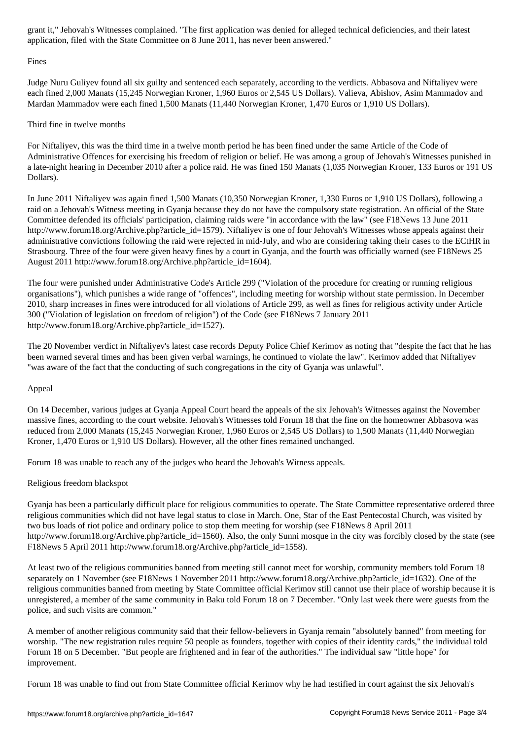grant it," Jehovah's Witnesses complained. "The first application was denied for alleged technical deficiencies, and their latest application, filed with the State Committee on 8 June 2011, has never been answered."

## Fines

Judge Nuru Guliyev found all six guilty and sentenced each separately, according to the verdicts. Abbasova and Niftaliyev were each fined 2,000 Manats (15,245 Norwegian Kroner, 1,960 Euros or 2,545 US Dollars). Valieva, Abishov, Asim Mammadov and Mardan Mammadov were each fined 1,500 Manats (11,440 Norwegian Kroner, 1,470 Euros or 1,910 US Dollars).

## Third fine in twelve months

For Niftaliyev, this was the third time in a twelve month period he has been fined under the same Article of the Code of Administrative Offences for exercising his freedom of religion or belief. He was among a group of Jehovah's Witnesses punished in a late-night hearing in December 2010 after a police raid. He was fined 150 Manats (1,035 Norwegian Kroner, 133 Euros or 191 US Dollars).

In June 2011 Niftaliyev was again fined 1,500 Manats (10,350 Norwegian Kroner, 1,330 Euros or 1,910 US Dollars), following a raid on a Jehovah's Witness meeting in Gyanja because they do not have the compulsory state registration. An official of the State Committee defended its officials' participation, claiming raids were "in accordance with the law" (see F18News 13 June 2011 http://www.forum18.org/Archive.php?article_id=1579). Niftaliyev is one of four Jehovah's Witnesses whose appeals against their administrative convictions following the raid were rejected in mid-July, and who are considering taking their cases to the ECtHR in Strasbourg. Three of the four were given heavy fines by a court in Gyanja, and the fourth was officially warned (see F18News 25 August 2011 http://www.forum18.org/Archive.php?article_id=1604).

The four were punished under Administrative Code's Article 299 ("Violation of the procedure for creating or running religious organisations"), which punishes a wide range of "offences", including meeting for worship without state permission. In December 2010, sharp increases in fines were introduced for all violations of Article 299, as well as fines for religious activity under Article 300 ("Violation of legislation on freedom of religion") of the Code (see F18News 7 January 2011 http://www.forum18.org/Archive.php?article_id=1527).

The 20 November verdict in Niftaliyev's latest case records Deputy Police Chief Kerimov as noting that "despite the fact that he has been warned several times and has been given verbal warnings, he continued to violate the law". Kerimov added that Niftaliyev "was aware of the fact that the conducting of such congregations in the city of Gyanja was unlawful".

## Appeal

On 14 December, various judges at Gyanja Appeal Court heard the appeals of the six Jehovah's Witnesses against the November massive fines, according to the court website. Jehovah's Witnesses told Forum 18 that the fine on the homeowner Abbasova was reduced from 2,000 Manats (15,245 Norwegian Kroner, 1,960 Euros or 2,545 US Dollars) to 1,500 Manats (11,440 Norwegian Kroner, 1,470 Euros or 1,910 US Dollars). However, all the other fines remained unchanged.

Forum 18 was unable to reach any of the judges who heard the Jehovah's Witness appeals.

## Religious freedom blackspot

Gyanja has been a particularly difficult place for religious communities to operate. The State Committee representative ordered three religious communities which did not have legal status to close in March. One, Star of the East Pentecostal Church, was visited by two bus loads of riot police and ordinary police to stop them meeting for worship (see F18News 8 April 2011 http://www.forum18.org/Archive.php?article_id=1560). Also, the only Sunni mosque in the city was forcibly closed by the state (see F18News 5 April 2011 http://www.forum18.org/Archive.php?article_id=1558).

At least two of the religious communities banned from meeting still cannot meet for worship, community members told Forum 18 separately on 1 November (see F18News 1 November 2011 http://www.forum18.org/Archive.php?article_id=1632). One of the religious communities banned from meeting by State Committee official Kerimov still cannot use their place of worship because it is unregistered, a member of the same community in Baku told Forum 18 on 7 December. "Only last week there were guests from the police, and such visits are common."

A member of another religious community said that their fellow-believers in Gyanja remain "absolutely banned" from meeting for worship. "The new registration rules require 50 people as founders, together with copies of their identity cards," the individual told Forum 18 on 5 December. "But people are frightened and in fear of the authorities." The individual saw "little hope" for improvement.

Forum 18 was unable to find out from State Committee official Kerimov why he had testified in court against the six Jehovah's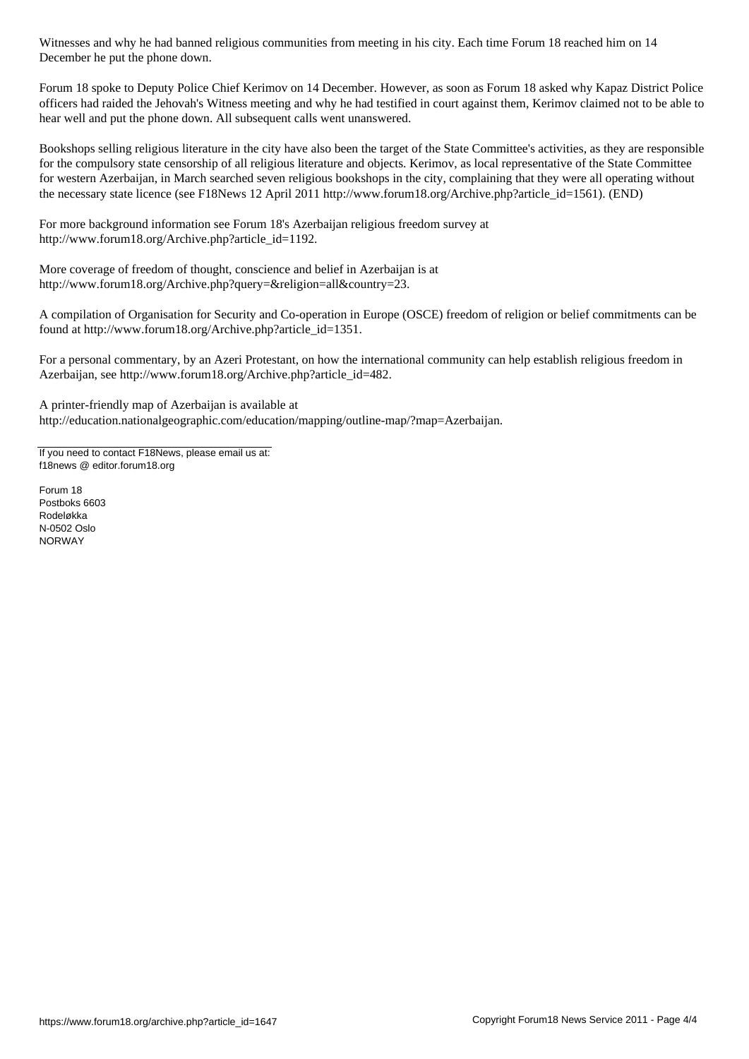Witnesses and why he had banned religious communities from meeting in his city. Each time Forum 18 reached him on 14 December he put the phone down.

Forum 18 spoke to Deputy Police Chief Kerimov on 14 December. However, as soon as Forum 18 asked why Kapaz District Police officers had raided the Jehovah's Witness meeting and why he had testified in court against them, Kerimov claimed not to be able to hear well and put the phone down. All subsequent calls went unanswered.

Bookshops selling religious literature in the city have also been the target of the State Committee's activities, as they are responsible for the compulsory state censorship of all religious literature and objects. Kerimov, as local representative of the State Committee for western Azerbaijan, in March searched seven religious bookshops in the city, complaining that they were all operating without the necessary state licence (see F18News 12 April 2011 http://www.forum18.org/Archive.php?article_id=1561). (END)

For more background information see Forum 18's Azerbaijan religious freedom survey at http://www.forum18.org/Archive.php?article_id=1192.

More coverage of freedom of thought, conscience and belief in Azerbaijan is at http://www.forum18.org/Archive.php?query=&religion=all&country=23.

A compilation of Organisation for Security and Co-operation in Europe (OSCE) freedom of religion or belief commitments can be found at http://www.forum18.org/Archive.php?article_id=1351.

For a personal commentary, by an Azeri Protestant, on how the international community can help establish religious freedom in Azerbaijan, see http://www.forum18.org/Archive.php?article_id=482.

A printer-friendly map of Azerbaijan is available at http://education.nationalgeographic.com/education/mapping/outline-map/?map=Azerbaijan.

If you need to contact F18News, please email us at:
f18news @ editor.forum18.org

Forum 18
Postboks 6603
Rodeløkka
N-0502 Oslo
NORWAY